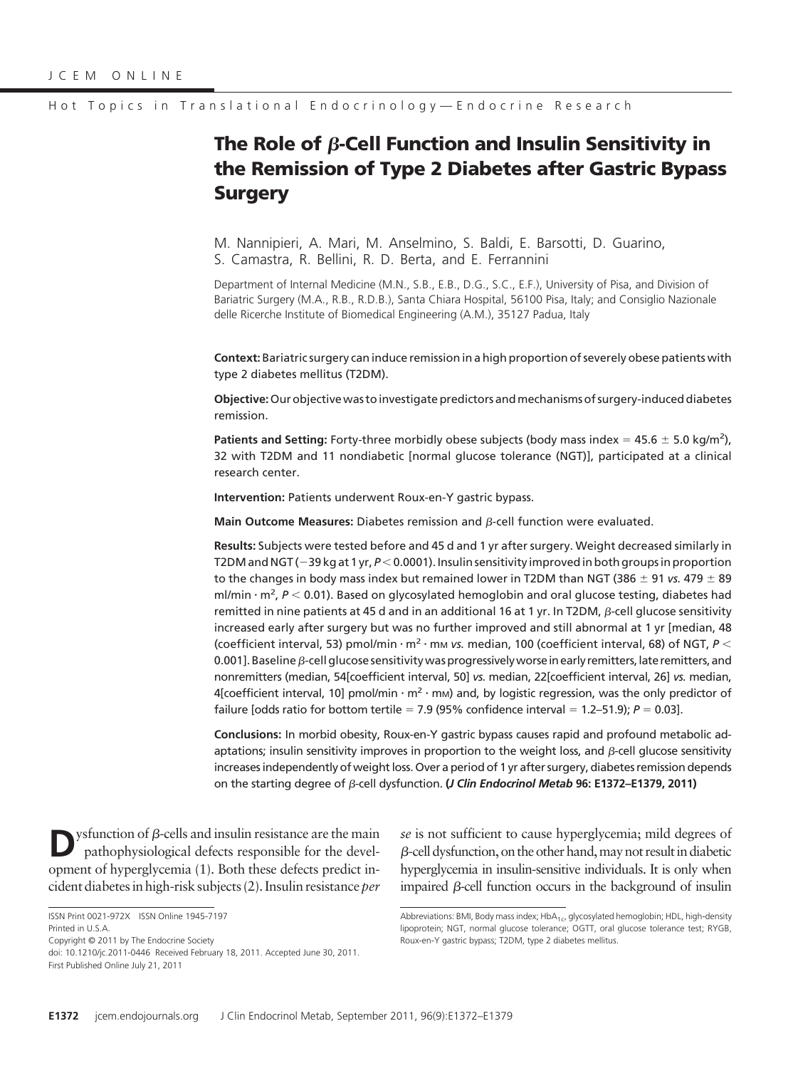Hot Topics in Translational Endocrinology—Endocrine Research

# The Role of β-Cell Function and Insulin Sensitivity in the Remission of Type 2 Diabetes after Gastric Bypass Surgery

M. Nannipieri, A. Mari, M. Anselmino, S. Baldi, E. Barsotti, D. Guarino, S. Camastra, R. Bellini, R. D. Berta, and E. Ferrannini

Department of Internal Medicine (M.N., S.B., E.B., D.G., S.C., E.F.), University of Pisa, and Division of Bariatric Surgery (M.A., R.B., R.D.B.), Santa Chiara Hospital, 56100 Pisa, Italy; and Consiglio Nazionale delle Ricerche Institute of Biomedical Engineering (A.M.), 35127 Padua, Italy

**Context:** Bariatric surgery can induce remission in a high proportion of severely obese patients with type 2 diabetes mellitus (T2DM).

**Objective:** Our objective was to investigate predictors and mechanisms of surgery-induced diabetes remission.

**Patients and Setting:** Forty-three morbidly obese subjects (body mass index = 45.6 ± 5.0 kg/m$^2$), 32 with T2DM and 11 nondiabetic [normal glucose tolerance (NGT)], participated at a clinical research center.

**Intervention:** Patients underwent Roux-en-Y gastric bypass.

**Main Outcome Measures:** Diabetes remission and β-cell function were evaluated.

**Results:** Subjects were tested before and 45 d and 1 yr after surgery. Weight decreased similarly in T2DM and NGT (−39 kg at 1 yr, $P < 0.0001$). Insulin sensitivity improved in both groups in proportion to the changes in body mass index but remained lower in T2DM than NGT (386 ± 91 *vs.* 479 ± 89 ml/min · m$^2$, $P < 0.01$). Based on glycosylated hemoglobin and oral glucose testing, diabetes had remitted in nine patients at 45 d and in an additional 16 at 1 yr. In T2DM, β-cell glucose sensitivity increased early after surgery but was no further improved and still abnormal at 1 yr [median, 48 (coefficient interval, 53) pmol/min · m$^2$ · mM *vs.* median, 100 (coefficient interval, 68) of NGT, $P < 0.001$]. Baseline β-cell glucose sensitivity was progressively worse in early remitters, late remitters, and nonremitters (median, 54[coefficient interval, 50] *vs.* median, 22[coefficient interval, 26] *vs.* median, 4[coefficient interval, 10] pmol/min · m$^2$ · mM) and, by logistic regression, was the only predictor of failure [odds ratio for bottom tertile = 7.9 (95% confidence interval = 1.2–51.9); $P = 0.03$].

**Conclusions:** In morbid obesity, Roux-en-Y gastric bypass causes rapid and profound metabolic adaptations; insulin sensitivity improves in proportion to the weight loss, and β-cell glucose sensitivity increases independently of weight loss. Over a period of 1 yr after surgery, diabetes remission depends on the starting degree of β-cell dysfunction. **(*J Clin Endocrinol Metab* 96: E1372–E1379, 2011)**

Dysfunction of β-cells and insulin resistance are the main pathophysiological defects responsible for the development of hyperglycemia (1). Both these defects predict incident diabetes in high-risk subjects (2). Insulin resistance *per se* is not sufficient to cause hyperglycemia; mild degrees of β-cell dysfunction, on the other hand, may not result in diabetic hyperglycemia in insulin-sensitive individuals. It is only when impaired β-cell function occurs in the background of insulin

ISSN Print 0021-972X ISSN Online 1945-7197
Printed in U.S.A.
Copyright © 2011 by The Endocrine Society
doi: 10.1210/jc.2011-0446 Received February 18, 2011. Accepted June 30, 2011.
First Published Online July 21, 2011

Abbreviations: BMI, Body mass index; HbA$_{1c}$, glycosylated hemoglobin; HDL, high-density lipoprotein; NGT, normal glucose tolerance; OGTT, oral glucose tolerance test; RYGB, Roux-en-Y gastric bypass; T2DM, type 2 diabetes mellitus.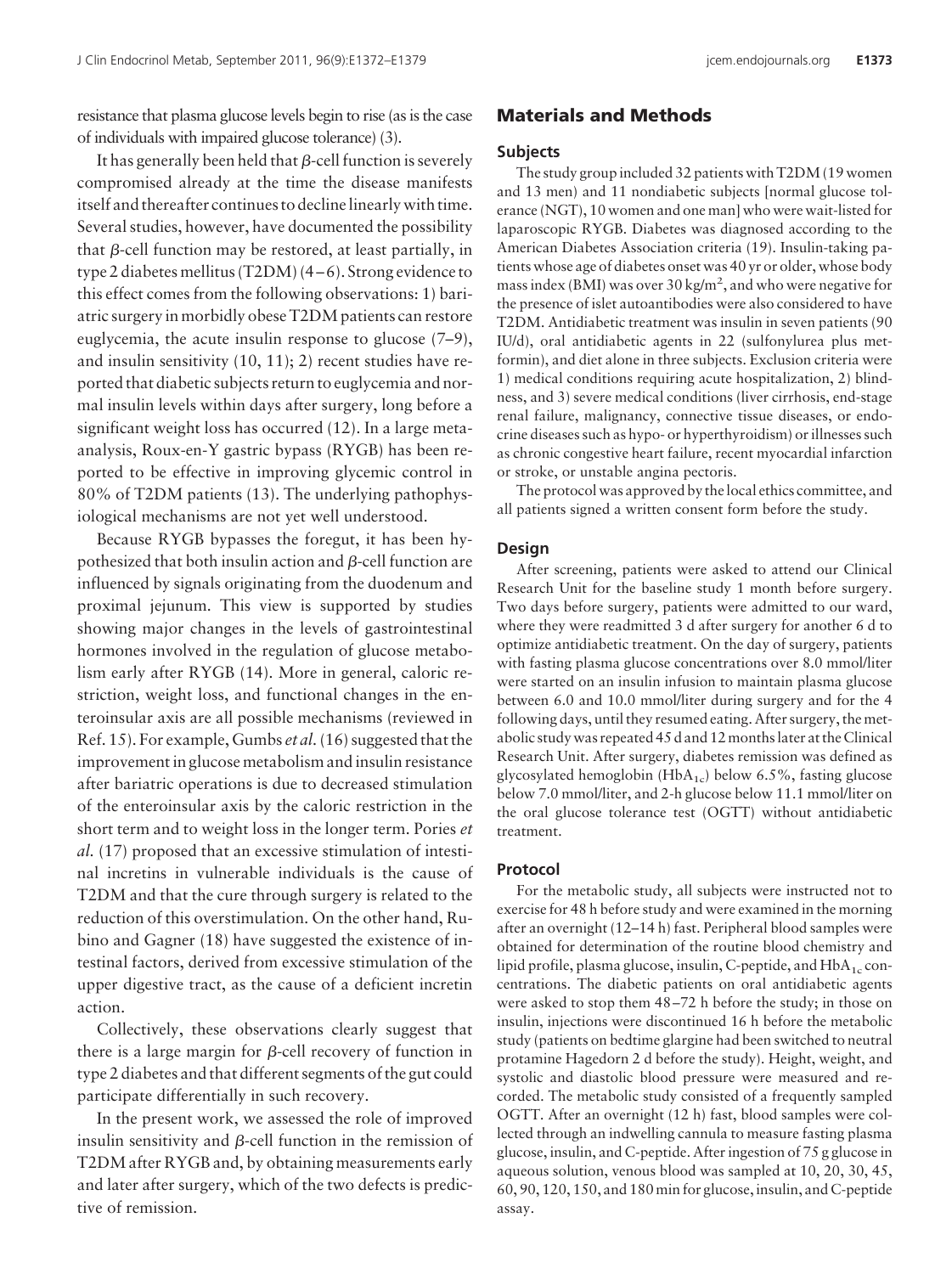resistance that plasma glucose levels begin to rise (as is the case of individuals with impaired glucose tolerance) (3).

It has generally been held that β-cell function is severely compromised already at the time the disease manifests itself and thereafter continues to decline linearly with time. Several studies, however, have documented the possibility that β-cell function may be restored, at least partially, in type 2 diabetes mellitus (T2DM) (4–6). Strong evidence to this effect comes from the following observations: 1) bariatric surgery in morbidly obese T2DM patients can restore euglycemia, the acute insulin response to glucose (7–9), and insulin sensitivity (10, 11); 2) recent studies have reported that diabetic subjects return to euglycemia and normal insulin levels within days after surgery, long before a significant weight loss has occurred (12). In a large meta-analysis, Roux-en-Y gastric bypass (RYGB) has been reported to be effective in improving glycemic control in 80% of T2DM patients (13). The underlying pathophysiological mechanisms are not yet well understood.

Because RYGB bypasses the foregut, it has been hypothesized that both insulin action and β-cell function are influenced by signals originating from the duodenum and proximal jejunum. This view is supported by studies showing major changes in the levels of gastrointestinal hormones involved in the regulation of glucose metabolism early after RYGB (14). More in general, caloric restriction, weight loss, and functional changes in the enteroinsular axis are all possible mechanisms (reviewed in Ref. 15). For example, Gumbs *et al.* (16) suggested that the improvement in glucose metabolism and insulin resistance after bariatric operations is due to decreased stimulation of the enteroinsular axis by the caloric restriction in the short term and to weight loss in the longer term. Pories *et al.* (17) proposed that an excessive stimulation of intestinal incretins in vulnerable individuals is the cause of T2DM and that the cure through surgery is related to the reduction of this overstimulation. On the other hand, Rubino and Gagner (18) have suggested the existence of intestinal factors, derived from excessive stimulation of the upper digestive tract, as the cause of a deficient incretin action.

Collectively, these observations clearly suggest that there is a large margin for β-cell recovery of function in type 2 diabetes and that different segments of the gut could participate differentially in such recovery.

In the present work, we assessed the role of improved insulin sensitivity and β-cell function in the remission of T2DM after RYGB and, by obtaining measurements early and later after surgery, which of the two defects is predictive of remission.

## Materials and Methods

### Subjects

The study group included 32 patients with T2DM (19 women and 13 men) and 11 nondiabetic subjects [normal glucose tolerance (NGT), 10 women and one man] who were wait-listed for laparoscopic RYGB. Diabetes was diagnosed according to the American Diabetes Association criteria (19). Insulin-taking patients whose age of diabetes onset was 40 yr or older, whose body mass index (BMI) was over 30 kg/m$^2$, and who were negative for the presence of islet autoantibodies were also considered to have T2DM. Antidiabetic treatment was insulin in seven patients (90 IU/d), oral antidiabetic agents in 22 (sulfonylurea plus metformin), and diet alone in three subjects. Exclusion criteria were 1) medical conditions requiring acute hospitalization, 2) blindness, and 3) severe medical conditions (liver cirrhosis, end-stage renal failure, malignancy, connective tissue diseases, or endocrine diseases such as hypo- or hyperthyroidism) or illnesses such as chronic congestive heart failure, recent myocardial infarction or stroke, or unstable angina pectoris.

The protocol was approved by the local ethics committee, and all patients signed a written consent form before the study.

### Design

After screening, patients were asked to attend our Clinical Research Unit for the baseline study 1 month before surgery. Two days before surgery, patients were admitted to our ward, where they were readmitted 3 d after surgery for another 6 d to optimize antidiabetic treatment. On the day of surgery, patients with fasting plasma glucose concentrations over 8.0 mmol/liter were started on an insulin infusion to maintain plasma glucose between 6.0 and 10.0 mmol/liter during surgery and for the 4 following days, until they resumed eating. After surgery, the metabolic study was repeated 45 d and 12 months later at the Clinical Research Unit. After surgery, diabetes remission was defined as glycosylated hemoglobin ($HbA_{1c}$) below 6.5%, fasting glucose below 7.0 mmol/liter, and 2-h glucose below 11.1 mmol/liter on the oral glucose tolerance test (OGTT) without antidiabetic treatment.

### Protocol

For the metabolic study, all subjects were instructed not to exercise for 48 h before study and were examined in the morning after an overnight (12–14 h) fast. Peripheral blood samples were obtained for determination of the routine blood chemistry and lipid profile, plasma glucose, insulin, C-peptide, and $HbA_{1c}$ concentrations. The diabetic patients on oral antidiabetic agents were asked to stop them 48–72 h before the study; in those on insulin, injections were discontinued 16 h before the metabolic study (patients on bedtime glargine had been switched to neutral protamine Hagedorn 2 d before the study). Height, weight, and systolic and diastolic blood pressure were measured and recorded. The metabolic study consisted of a frequently sampled OGTT. After an overnight (12 h) fast, blood samples were collected through an indwelling cannula to measure fasting plasma glucose, insulin, and C-peptide. After ingestion of 75 g glucose in aqueous solution, venous blood was sampled at 10, 20, 30, 45, 60, 90, 120, 150, and 180 min for glucose, insulin, and C-peptide assay.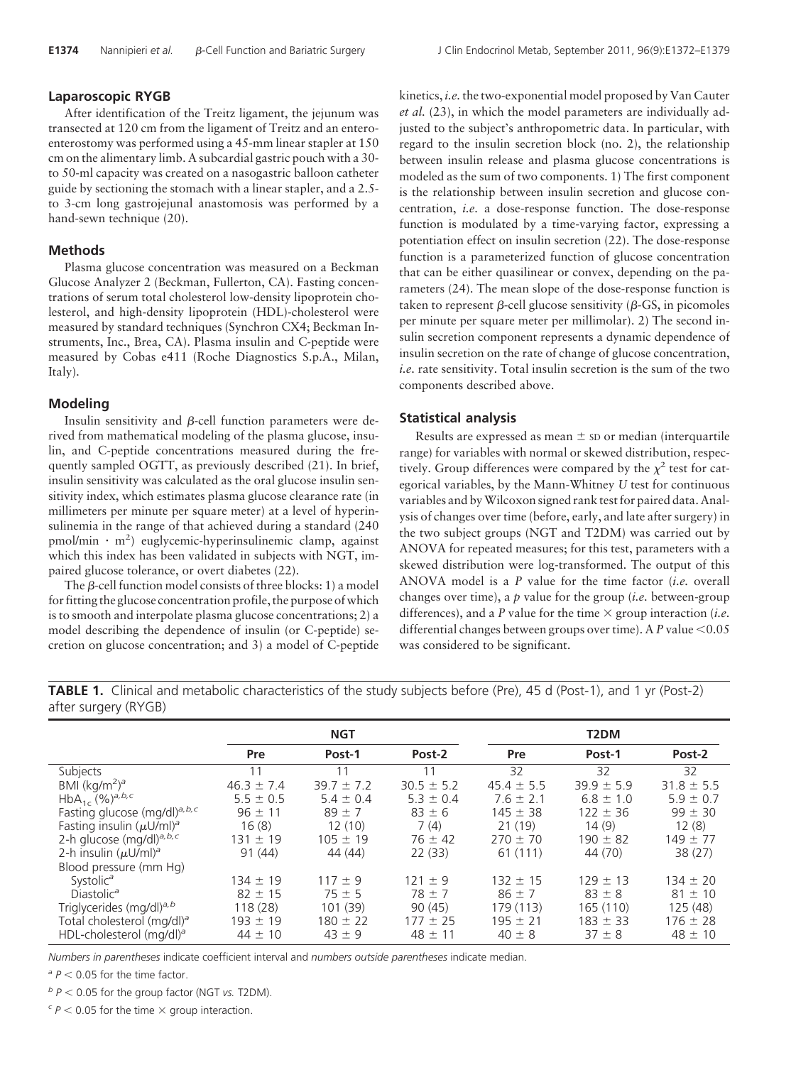### Laparoscopic RYGB

After identification of the Treitz ligament, the jejunum was transected at 120 cm from the ligament of Treitz and an entero-enterostomy was performed using a 45-mm linear stapler at 150 cm on the alimentary limb. A subcardial gastric pouch with a 30- to 50-ml capacity was created on a nasogastric balloon catheter guide by sectioning the stomach with a linear stapler, and a 2.5- to 3-cm long gastrojejunal anastomosis was performed by a hand-sewn technique (20).

### Methods

Plasma glucose concentration was measured on a Beckman Glucose Analyzer 2 (Beckman, Fullerton, CA). Fasting concentrations of serum total cholesterol low-density lipoprotein cholesterol, and high-density lipoprotein (HDL)-cholesterol were measured by standard techniques (Synchron CX4; Beckman Instruments, Inc., Brea, CA). Plasma insulin and C-peptide were measured by Cobas e411 (Roche Diagnostics S.p.A., Milan, Italy).

### Modeling

Insulin sensitivity and $\beta$-cell function parameters were derived from mathematical modeling of the plasma glucose, insulin, and C-peptide concentrations measured during the frequently sampled OGTT, as previously described (21). In brief, insulin sensitivity was calculated as the oral glucose insulin sensitivity index, which estimates plasma glucose clearance rate (in millimeters per minute per square meter) at a level of hyperinsulinemia in the range of that achieved during a standard (240 pmol/min $\cdot$ m$^2$) euglycemic-hyperinsulinemic clamp, against which this index has been validated in subjects with NGT, impaired glucose tolerance, or overt diabetes (22).

The $\beta$-cell function model consists of three blocks: 1) a model for fitting the glucose concentration profile, the purpose of which is to smooth and interpolate plasma glucose concentrations; 2) a model describing the dependence of insulin (or C-peptide) secretion on glucose concentration; and 3) a model of C-peptide kinetics, *i.e.* the two-exponential model proposed by Van Cauter *et al.* (23), in which the model parameters are individually adjusted to the subject's anthropometric data. In particular, with regard to the insulin secretion block (no. 2), the relationship between insulin release and plasma glucose concentrations is modeled as the sum of two components. 1) The first component is the relationship between insulin secretion and glucose concentration, *i.e.* a dose-response function. The dose-response function is modulated by a time-varying factor, expressing a potentiation effect on insulin secretion (22). The dose-response function is a parameterized function of glucose concentration that can be either quasilinear or convex, depending on the parameters (24). The mean slope of the dose-response function is taken to represent $\beta$-cell glucose sensitivity ($\beta$-GS, in picomoles per minute per square meter per millimolar). 2) The second insulin secretion component represents a dynamic dependence of insulin secretion on the rate of change of glucose concentration, *i.e.* rate sensitivity. Total insulin secretion is the sum of the two components described above.

### Statistical analysis

Results are expressed as mean $\pm$ SD or median (interquartile range) for variables with normal or skewed distribution, respectively. Group differences were compared by the $\chi^2$ test for categorical variables, by the Mann-Whitney *U* test for continuous variables and by Wilcoxon signed rank test for paired data. Analysis of changes over time (before, early, and late after surgery) in the two subject groups (NGT and T2DM) was carried out by ANOVA for repeated measures; for this test, parameters with a skewed distribution were log-transformed. The output of this ANOVA model is a *P* value for the time factor (*i.e.* overall changes over time), a *p* value for the group (*i.e.* between-group differences), and a *P* value for the time $\times$ group interaction (*i.e.* differential changes between groups over time). A $P$ value $<0.05$ was considered to be significant.

**TABLE 1.** Clinical and metabolic characteristics of the study subjects before (Pre), 45 d (Post-1), and 1 yr (Post-2) after surgery (RYGB)

| | NGT | | | T2DM | | |
|---|---|---|---|---|---|---|
| | Pre | Post-1 | Post-2 | Pre | Post-1 | Post-2 |
| Subjects | 11 | 11 | 11 | 32 | 32 | 32 |
| BMI (kg/m$^2$)[a] | 46.3 ± 7.4 | 39.7 ± 7.2 | 30.5 ± 5.2 | 45.4 ± 5.5 | 39.9 ± 5.9 | 31.8 ± 5.5 |
| HbA$_{1c}$ (%)[a,b,c] | 5.5 ± 0.5 | 5.4 ± 0.4 | 5.3 ± 0.4 | 7.6 ± 2.1 | 6.8 ± 1.0 | 5.9 ± 0.7 |
| Fasting glucose (mg/dl)[a,b,c] | 96 ± 11 | 89 ± 7 | 83 ± 6 | 145 ± 38 | 122 ± 36 | 99 ± 30 |
| Fasting insulin (μU/ml)[a] | 16 (8) | 12 (10) | 7 (4) | 21 (19) | 14 (9) | 12 (8) |
| 2-h glucose (mg/dl)[a,b,c] | 131 ± 19 | 105 ± 19 | 76 ± 42 | 270 ± 70 | 190 ± 82 | 149 ± 77 |
| 2-h insulin (μU/ml)[a] | 91 (44) | 44 (44) | 22 (33) | 61 (111) | 44 (70) | 38 (27) |
| Blood pressure (mm Hg) | | | | | | |
| Systolic[a] | 134 ± 19 | 117 ± 9 | 121 ± 9 | 132 ± 15 | 129 ± 13 | 134 ± 20 |
| Diastolic[a] | 82 ± 15 | 75 ± 5 | 78 ± 7 | 86 ± 7 | 83 ± 8 | 81 ± 10 |
| Triglycerides (mg/dl)[a,b] | 118 (28) | 101 (39) | 90 (45) | 179 (113) | 165 (110) | 125 (48) |
| Total cholesterol (mg/dl)[a] | 193 ± 19 | 180 ± 22 | 177 ± 25 | 195 ± 21 | 183 ± 33 | 176 ± 28 |
| HDL-cholesterol (mg/dl)[a] | 44 ± 10 | 43 ± 9 | 48 ± 11 | 40 ± 8 | 37 ± 8 | 48 ± 10 |

*Numbers in parentheses* indicate coefficient interval and *numbers outside parentheses* indicate median.

[a] $P < 0.05$ for the time factor.

[b] $P < 0.05$ for the group factor (NGT *vs.* T2DM).

[c] $P < 0.05$ for the time $\times$ group interaction.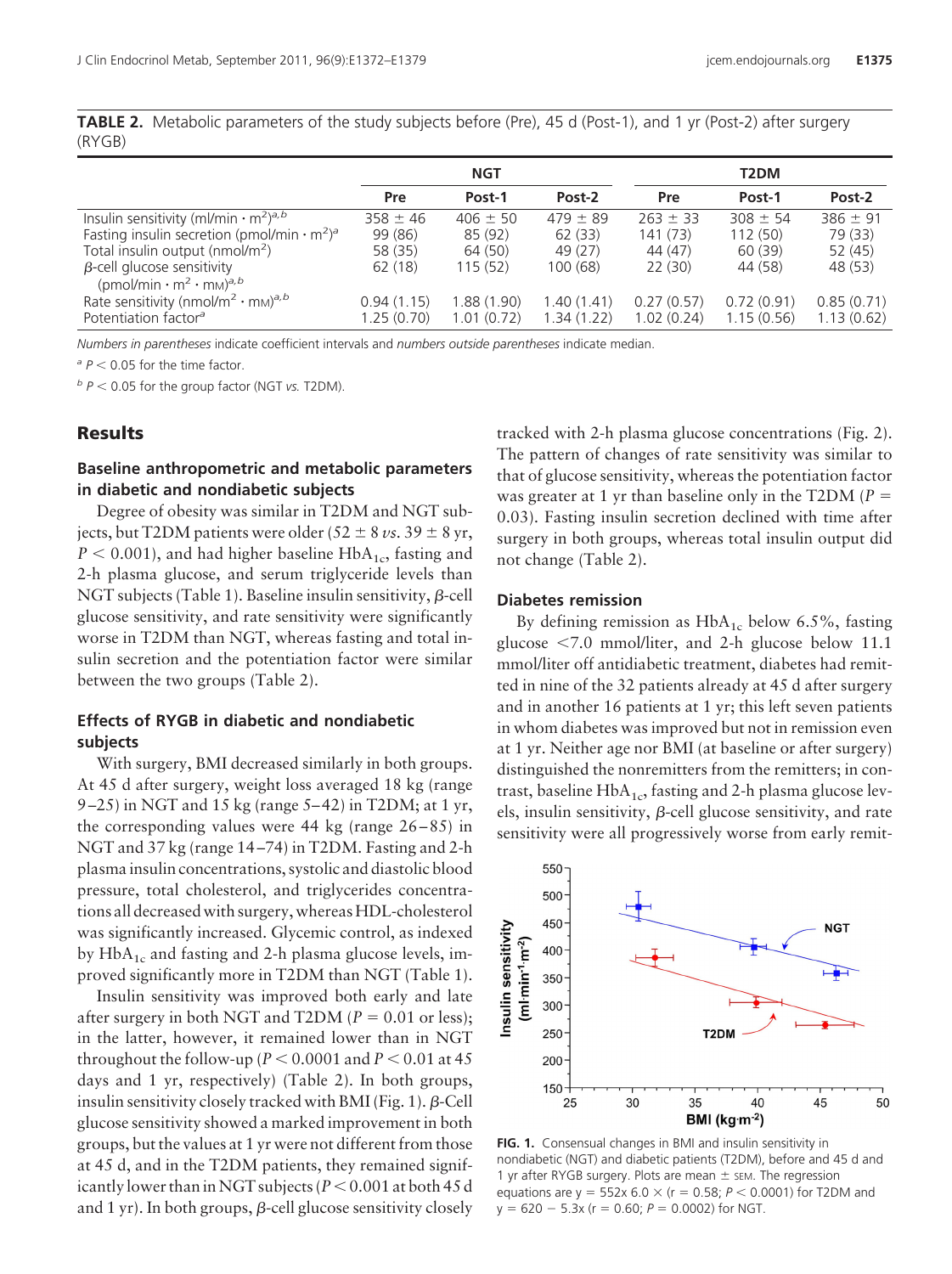**TABLE 2.** Metabolic parameters of the study subjects before (Pre), 45 d (Post-1), and 1 yr (Post-2) after surgery (RYGB)

| | NGT | | | T2DM | | |
|---|---|---|---|---|---|---|
| | Pre | Post-1 | Post-2 | Pre | Post-1 | Post-2 |
| Insulin sensitivity (ml/min · m²)[a,b] | 358 ± 46 | 406 ± 50 | 479 ± 89 | 263 ± 33 | 308 ± 54 | 386 ± 91 |
| Fasting insulin secretion (pmol/min · m²)[a] | 99 (86) | 85 (92) | 62 (33) | 141 (73) | 112 (50) | 79 (33) |
| Total insulin output (nmol/m²) | 58 (35) | 64 (50) | 49 (27) | 44 (47) | 60 (39) | 52 (45) |
| β-cell glucose sensitivity (pmol/min · m² · mM)[a,b] | 62 (18) | 115 (52) | 100 (68) | 22 (30) | 44 (58) | 48 (53) |
| Rate sensitivity (nmol/m² · mM)[a,b] | 0.94 (1.15) | 1.88 (1.90) | 1.40 (1.41) | 0.27 (0.57) | 0.72 (0.91) | 0.85 (0.71) |
| Potentiation factor[a] | 1.25 (0.70) | 1.01 (0.72) | 1.34 (1.22) | 1.02 (0.24) | 1.15 (0.56) | 1.13 (0.62) |

*Numbers in parentheses* indicate coefficient intervals and *numbers outside parentheses* indicate median.

[a] $P < 0.05$ for the time factor.

[b] $P < 0.05$ for the group factor (NGT *vs.* T2DM).

## Results

### Baseline anthropometric and metabolic parameters in diabetic and nondiabetic subjects

Degree of obesity was similar in T2DM and NGT subjects, but T2DM patients were older (52 ± 8 *vs.* 39 ± 8 yr, $P < 0.001$), and had higher baseline $HbA_{1c}$, fasting and 2-h plasma glucose, and serum triglyceride levels than NGT subjects (Table 1). Baseline insulin sensitivity, β-cell glucose sensitivity, and rate sensitivity were significantly worse in T2DM than NGT, whereas fasting and total insulin secretion and the potentiation factor were similar between the two groups (Table 2).

### Effects of RYGB in diabetic and nondiabetic subjects

With surgery, BMI decreased similarly in both groups. At 45 d after surgery, weight loss averaged 18 kg (range 9–25) in NGT and 15 kg (range 5–42) in T2DM; at 1 yr, the corresponding values were 44 kg (range 26–85) in NGT and 37 kg (range 14–74) in T2DM. Fasting and 2-h plasma insulin concentrations, systolic and diastolic blood pressure, total cholesterol, and triglycerides concentrations all decreased with surgery, whereas HDL-cholesterol was significantly increased. Glycemic control, as indexed by $HbA_{1c}$ and fasting and 2-h plasma glucose levels, improved significantly more in T2DM than NGT (Table 1).

Insulin sensitivity was improved both early and late after surgery in both NGT and T2DM ($P = 0.01$ or less); in the latter, however, it remained lower than in NGT throughout the follow-up ($P < 0.0001$ and $P < 0.01$ at 45 days and 1 yr, respectively) (Table 2). In both groups, insulin sensitivity closely tracked with BMI (Fig. 1). β-Cell glucose sensitivity showed a marked improvement in both groups, but the values at 1 yr were not different from those at 45 d, and in the T2DM patients, they remained significantly lower than in NGT subjects ($P < 0.001$ at both 45 d and 1 yr). In both groups, β-cell glucose sensitivity closely tracked with 2-h plasma glucose concentrations (Fig. 2). The pattern of changes of rate sensitivity was similar to that of glucose sensitivity, whereas the potentiation factor was greater at 1 yr than baseline only in the T2DM ($P = 0.03$). Fasting insulin secretion declined with time after surgery in both groups, whereas total insulin output did not change (Table 2).

### Diabetes remission

By defining remission as $HbA_{1c}$ below 6.5%, fasting glucose <7.0 mmol/liter, and 2-h glucose below 11.1 mmol/liter off antidiabetic treatment, diabetes had remitted in nine of the 32 patients already at 45 d after surgery and in another 16 patients at 1 yr; this left seven patients in whom diabetes was improved but not in remission even at 1 yr. Neither age nor BMI (at baseline or after surgery) distinguished the nonremitters from the remitters; in contrast, baseline $HbA_{1c}$, fasting and 2-h plasma glucose levels, insulin sensitivity, β-cell glucose sensitivity, and rate sensitivity were all progressively worse from early remit-

**FIG. 1.** Consensual changes in BMI and insulin sensitivity in nondiabetic (NGT) and diabetic patients (T2DM), before and 45 d and 1 yr after RYGB surgery. Plots are mean ± SEM. The regression equations are y = 552x 6.0 × (r = 0.58; $P < 0.0001$) for T2DM and y = 620 − 5.3x (r = 0.60; $P = 0.0002$) for NGT.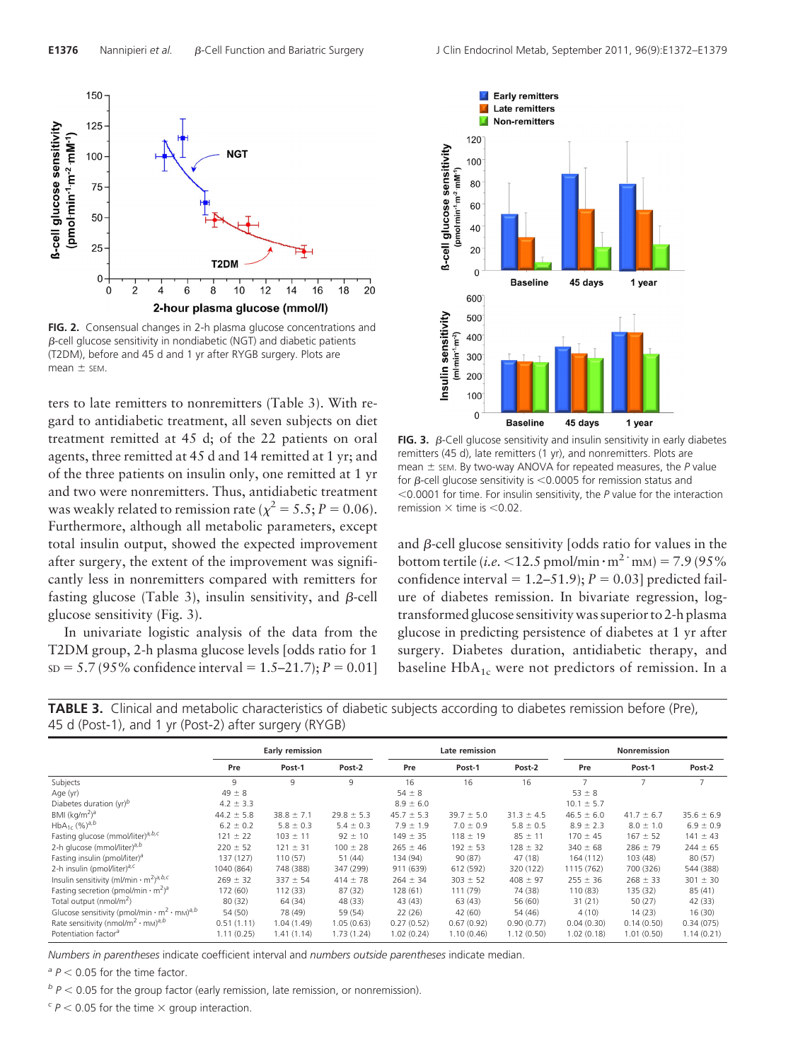FIG. 2. Consensual changes in 2-h plasma glucose concentrations and β-cell glucose sensitivity in nondiabetic (NGT) and diabetic patients (T2DM), before and 45 d and 1 yr after RYGB surgery. Plots are mean ± SEM.

ters to late remitters to nonremitters (Table 3). With regard to antidiabetic treatment, all seven subjects on diet treatment remitted at 45 d; of the 22 patients on oral agents, three remitted at 45 d and 14 remitted at 1 yr; and of the three patients on insulin only, one remitted at 1 yr and two were nonremitters. Thus, antidiabetic treatment was weakly related to remission rate ($\chi^2 = 5.5$; $P = 0.06$). Furthermore, although all metabolic parameters, except total insulin output, showed the expected improvement after surgery, the extent of the improvement was significantly less in nonremitters compared with remitters for fasting glucose (Table 3), insulin sensitivity, and β-cell glucose sensitivity (Fig. 3).

In univariate logistic analysis of the data from the T2DM group, 2-h plasma glucose levels [odds ratio for 1 SD = 5.7 (95% confidence interval = 1.5–21.7); $P = 0.01$] and β-cell glucose sensitivity [odds ratio for values in the bottom tertile (*i.e.* <12.5 pmol/min · m$^2$ · mM) = 7.9 (95% confidence interval = 1.2–51.9); $P = 0.03$] predicted failure of diabetes remission. In bivariate regression, log-transformed glucose sensitivity was superior to 2-h plasma glucose in predicting persistence of diabetes at 1 yr after surgery. Diabetes duration, antidiabetic therapy, and baseline $HbA_{1c}$ were not predictors of remission. In a

FIG. 3. β-Cell glucose sensitivity and insulin sensitivity in early diabetes remitters (45 d), late remitters (1 yr), and nonremitters. Plots are mean ± SEM. By two-way ANOVA for repeated measures, the P value for β-cell glucose sensitivity is <0.0005 for remission status and <0.0001 for time. For insulin sensitivity, the P value for the interaction remission × time is <0.02.

**TABLE 3.** Clinical and metabolic characteristics of diabetic subjects according to diabetes remission before (Pre), 45 d (Post-1), and 1 yr (Post-2) after surgery (RYGB)

| | Early remission | | | Late remission | | | Nonremission | | |
|---|---|---|---|---|---|---|---|---|---|
| | Pre | Post-1 | Post-2 | Pre | Post-1 | Post-2 | Pre | Post-1 | Post-2 |
| Subjects | 9 | 9 | 9 | 16 | 16 | 16 | 7 | 7 | 7 |
| Age (yr) | 49 ± 8 | | | 54 ± 8 | | | 53 ± 8 | | |
| Diabetes duration (yr)[b] | 4.2 ± 3.3 | | | 8.9 ± 6.0 | | | 10.1 ± 5.7 | | |
| BMI (kg/m$^2$)[a] | 44.2 ± 5.8 | 38.8 ± 7.1 | 29.8 ± 5.3 | 45.7 ± 5.3 | 39.7 ± 5.0 | 31.3 ± 4.5 | 46.5 ± 6.0 | 41.7 ± 6.7 | 35.6 ± 6.9 |
| $HbA_{1c}$ (%)[a,b] | 6.2 ± 0.2 | 5.8 ± 0.3 | 5.4 ± 0.3 | 7.9 ± 1.9 | 7.0 ± 0.9 | 5.8 ± 0.5 | 8.9 ± 2.3 | 8.0 ± 1.0 | 6.9 ± 0.9 |
| Fasting glucose (mmol/liter)[a,b,c] | 121 ± 22 | 103 ± 11 | 92 ± 10 | 149 ± 35 | 118 ± 19 | 85 ± 11 | 170 ± 45 | 167 ± 52 | 141 ± 43 |
| 2-h glucose (mmol/liter)[a,b] | 220 ± 52 | 121 ± 31 | 100 ± 28 | 265 ± 46 | 192 ± 53 | 128 ± 32 | 340 ± 68 | 286 ± 79 | 244 ± 65 |
| Fasting insulin (pmol/liter)[a] | 137 (127) | 110 (57) | 51 (44) | 134 (94) | 90 (87) | 47 (18) | 164 (112) | 103 (48) | 80 (57) |
| 2-h insulin (pmol/liter)[a,c] | 1040 (864) | 748 (388) | 347 (299) | 911 (639) | 612 (592) | 320 (122) | 1115 (762) | 700 (326) | 544 (388) |
| Insulin sensitivity (ml/min · m$^2$)[a,b,c] | 269 ± 32 | 337 ± 54 | 414 ± 78 | 264 ± 34 | 303 ± 52 | 408 ± 97 | 255 ± 36 | 268 ± 33 | 301 ± 30 |
| Fasting secretion (pmol/min · m$^2$)[a] | 172 (60) | 112 (33) | 87 (32) | 128 (61) | 111 (79) | 74 (38) | 110 (83) | 135 (32) | 85 (41) |
| Total output (nmol/m$^2$) | 80 (32) | 64 (34) | 48 (33) | 43 (43) | 63 (43) | 56 (60) | 31 (21) | 50 (27) | 42 (33) |
| Glucose sensitivity (pmol/min · m$^2$ · mM)[a,b] | 54 (50) | 78 (49) | 59 (54) | 22 (26) | 42 (60) | 54 (46) | 4 (10) | 14 (23) | 16 (30) |
| Rate sensitivity (nmol/m$^2$ · mM)[a,b] | 0.51 (1.11) | 1.04 (1.49) | 1.05 (0.63) | 0.27 (0.52) | 0.67 (0.92) | 0.90 (0.77) | 0.04 (0.30) | 0.14 (0.50) | 0.34 (075) |
| Potentiation factor[a] | 1.11 (0.25) | 1.41 (1.14) | 1.73 (1.24) | 1.02 (0.24) | 1.10 (0.46) | 1.12 (0.50) | 1.02 (0.18) | 1.01 (0.50) | 1.14 (0.21) |

*Numbers in parentheses* indicate coefficient interval and *numbers outside parentheses* indicate median.

[a] $P < 0.05$ for the time factor.

[b] $P < 0.05$ for the group factor (early remission, late remission, or nonremission).

[c] $P < 0.05$ for the time × group interaction.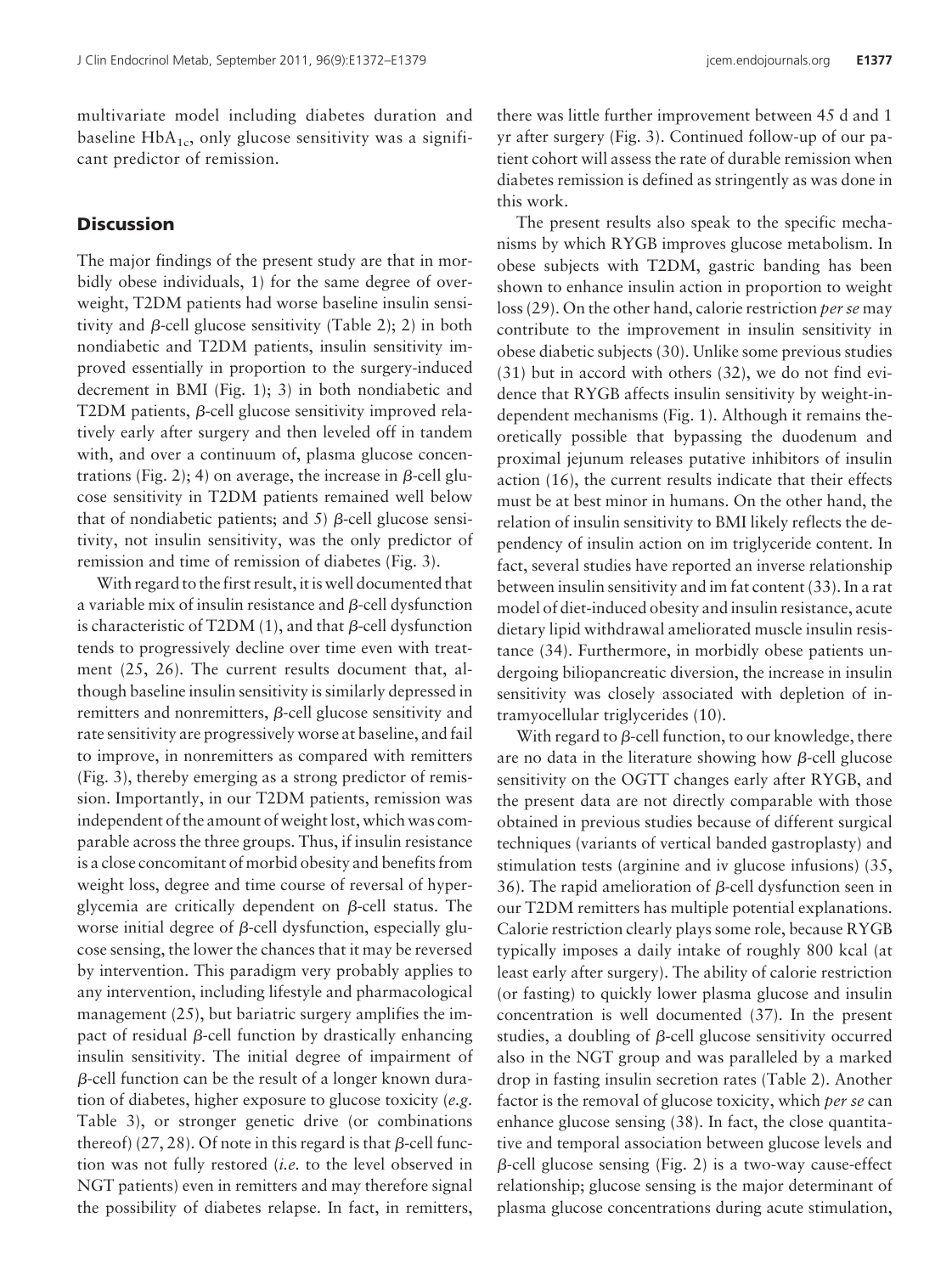multivariate model including diabetes duration and baseline $HbA_{1c}$, only glucose sensitivity was a significant predictor of remission.

## Discussion

The major findings of the present study are that in morbidly obese individuals, 1) for the same degree of overweight, T2DM patients had worse baseline insulin sensitivity and β-cell glucose sensitivity (Table 2); 2) in both nondiabetic and T2DM patients, insulin sensitivity improved essentially in proportion to the surgery-induced decrement in BMI (Fig. 1); 3) in both nondiabetic and T2DM patients, β-cell glucose sensitivity improved relatively early after surgery and then leveled off in tandem with, and over a continuum of, plasma glucose concentrations (Fig. 2); 4) on average, the increase in β-cell glucose sensitivity in T2DM patients remained well below that of nondiabetic patients; and 5) β-cell glucose sensitivity, not insulin sensitivity, was the only predictor of remission and time of remission of diabetes (Fig. 3).

With regard to the first result, it is well documented that a variable mix of insulin resistance and β-cell dysfunction is characteristic of T2DM (1), and that β-cell dysfunction tends to progressively decline over time even with treatment (25, 26). The current results document that, although baseline insulin sensitivity is similarly depressed in remitters and nonremitters, β-cell glucose sensitivity and rate sensitivity are progressively worse at baseline, and fail to improve, in nonremitters as compared with remitters (Fig. 3), thereby emerging as a strong predictor of remission. Importantly, in our T2DM patients, remission was independent of the amount of weight lost, which was comparable across the three groups. Thus, if insulin resistance is a close concomitant of morbid obesity and benefits from weight loss, degree and time course of reversal of hyperglycemia are critically dependent on β-cell status. The worse initial degree of β-cell dysfunction, especially glucose sensing, the lower the chances that it may be reversed by intervention. This paradigm very probably applies to any intervention, including lifestyle and pharmacological management (25), but bariatric surgery amplifies the impact of residual β-cell function by drastically enhancing insulin sensitivity. The initial degree of impairment of β-cell function can be the result of a longer known duration of diabetes, higher exposure to glucose toxicity (*e.g.* Table 3), or stronger genetic drive (or combinations thereof) (27, 28). Of note in this regard is that β-cell function was not fully restored (*i.e.* to the level observed in NGT patients) even in remitters and may therefore signal the possibility of diabetes relapse. In fact, in remitters, there was little further improvement between 45 d and 1 yr after surgery (Fig. 3). Continued follow-up of our patient cohort will assess the rate of durable remission when diabetes remission is defined as stringently as was done in this work.

The present results also speak to the specific mechanisms by which RYGB improves glucose metabolism. In obese subjects with T2DM, gastric banding has been shown to enhance insulin action in proportion to weight loss (29). On the other hand, calorie restriction *per se* may contribute to the improvement in insulin sensitivity in obese diabetic subjects (30). Unlike some previous studies (31) but in accord with others (32), we do not find evidence that RYGB affects insulin sensitivity by weight-independent mechanisms (Fig. 1). Although it remains theoretically possible that bypassing the duodenum and proximal jejunum releases putative inhibitors of insulin action (16), the current results indicate that their effects must be at best minor in humans. On the other hand, the relation of insulin sensitivity to BMI likely reflects the dependency of insulin action on im triglyceride content. In fact, several studies have reported an inverse relationship between insulin sensitivity and im fat content (33). In a rat model of diet-induced obesity and insulin resistance, acute dietary lipid withdrawal ameliorated muscle insulin resistance (34). Furthermore, in morbidly obese patients undergoing biliopancreatic diversion, the increase in insulin sensitivity was closely associated with depletion of intramyocellular triglycerides (10).

With regard to β-cell function, to our knowledge, there are no data in the literature showing how β-cell glucose sensitivity on the OGTT changes early after RYGB, and the present data are not directly comparable with those obtained in previous studies because of different surgical techniques (variants of vertical banded gastroplasty) and stimulation tests (arginine and iv glucose infusions) (35, 36). The rapid amelioration of β-cell dysfunction seen in our T2DM remitters has multiple potential explanations. Calorie restriction clearly plays some role, because RYGB typically imposes a daily intake of roughly 800 kcal (at least early after surgery). The ability of calorie restriction (or fasting) to quickly lower plasma glucose and insulin concentration is well documented (37). In the present studies, a doubling of β-cell glucose sensitivity occurred also in the NGT group and was paralleled by a marked drop in fasting insulin secretion rates (Table 2). Another factor is the removal of glucose toxicity, which *per se* can enhance glucose sensing (38). In fact, the close quantitative and temporal association between glucose levels and β-cell glucose sensing (Fig. 2) is a two-way cause-effect relationship; glucose sensing is the major determinant of plasma glucose concentrations during acute stimulation,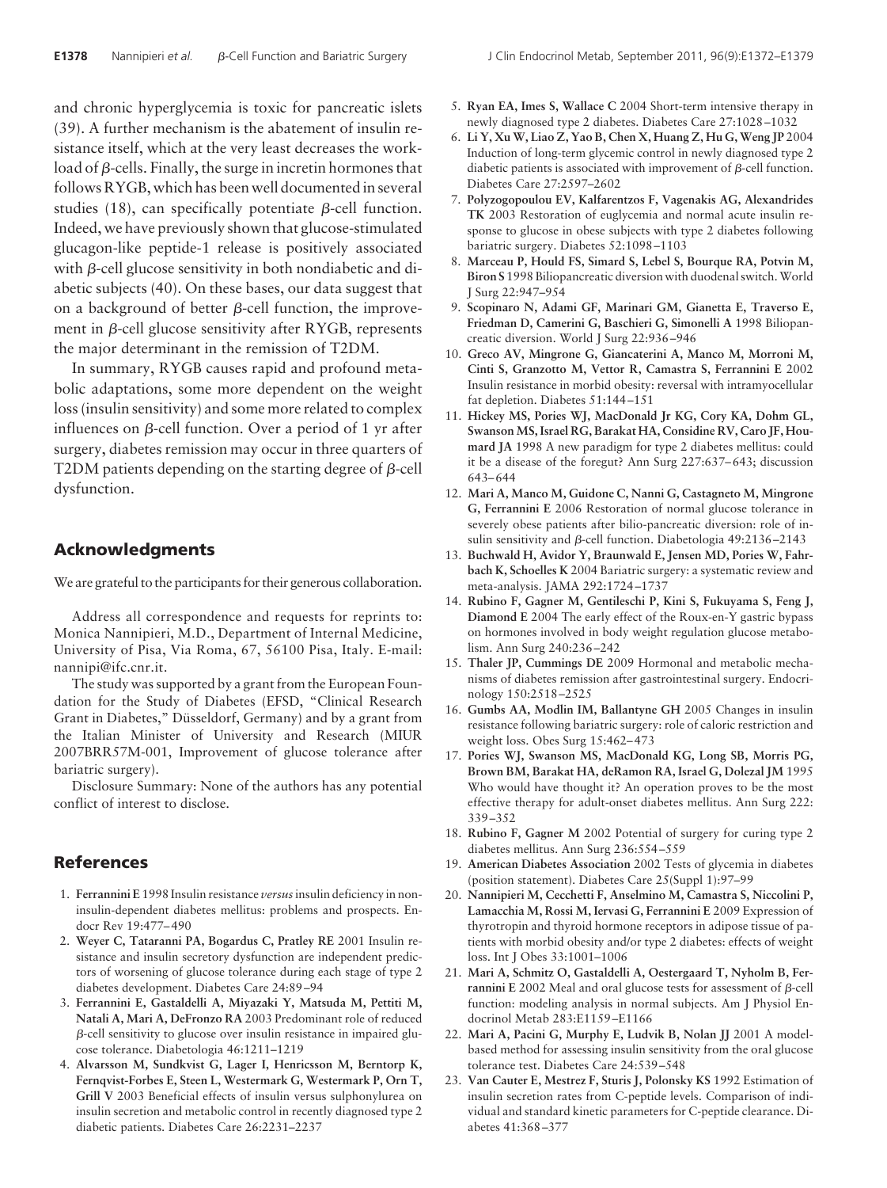and chronic hyperglycemia is toxic for pancreatic islets (39). A further mechanism is the abatement of insulin resistance itself, which at the very least decreases the workload of β-cells. Finally, the surge in incretin hormones that follows RYGB, which has been well documented in several studies (18), can specifically potentiate β-cell function. Indeed, we have previously shown that glucose-stimulated glucagon-like peptide-1 release is positively associated with β-cell glucose sensitivity in both nondiabetic and diabetic subjects (40). On these bases, our data suggest that on a background of better β-cell function, the improvement in β-cell glucose sensitivity after RYGB, represents the major determinant in the remission of T2DM.

In summary, RYGB causes rapid and profound metabolic adaptations, some more dependent on the weight loss (insulin sensitivity) and some more related to complex influences on β-cell function. Over a period of 1 yr after surgery, diabetes remission may occur in three quarters of T2DM patients depending on the starting degree of β-cell dysfunction.

## Acknowledgments

We are grateful to the participants for their generous collaboration.

Address all correspondence and requests for reprints to: Monica Nannipieri, M.D., Department of Internal Medicine, University of Pisa, Via Roma, 67, 56100 Pisa, Italy. E-mail: nannipi@ifc.cnr.it.

The study was supported by a grant from the European Foundation for the Study of Diabetes (EFSD, "Clinical Research Grant in Diabetes," Düsseldorf, Germany) and by a grant from the Italian Minister of University and Research (MIUR 2007BRR57M-001, Improvement of glucose tolerance after bariatric surgery).

Disclosure Summary: None of the authors has any potential conflict of interest to disclose.

## References

1. **Ferrannini E** 1998 Insulin resistance *versus* insulin deficiency in non-insulin-dependent diabetes mellitus: problems and prospects. Endocr Rev 19:477–490
2. **Weyer C, Tataranni PA, Bogardus C, Pratley RE** 2001 Insulin resistance and insulin secretory dysfunction are independent predictors of worsening of glucose tolerance during each stage of type 2 diabetes development. Diabetes Care 24:89–94
3. **Ferrannini E, Gastaldelli A, Miyazaki Y, Matsuda M, Pettiti M, Natali A, Mari A, DeFronzo RA** 2003 Predominant role of reduced β-cell sensitivity to glucose over insulin resistance in impaired glucose tolerance. Diabetologia 46:1211–1219
4. **Alvarsson M, Sundkvist G, Lager I, Henricsson M, Berntorp K, Fernqvist-Forbes E, Steen L, Westermark G, Westermark P, Orn T, Grill V** 2003 Beneficial effects of insulin versus sulphonylurea on insulin secretion and metabolic control in recently diagnosed type 2 diabetic patients. Diabetes Care 26:2231–2237
5. **Ryan EA, Imes S, Wallace C** 2004 Short-term intensive therapy in newly diagnosed type 2 diabetes. Diabetes Care 27:1028–1032
6. **Li Y, Xu W, Liao Z, Yao B, Chen X, Huang Z, Hu G, Weng JP** 2004 Induction of long-term glycemic control in newly diagnosed type 2 diabetic patients is associated with improvement of β-cell function. Diabetes Care 27:2597–2602
7. **Polyzogopoulou EV, Kalfarentzos F, Vagenakis AG, Alexandrides TK** 2003 Restoration of euglycemia and normal acute insulin response to glucose in obese subjects with type 2 diabetes following bariatric surgery. Diabetes 52:1098–1103
8. **Marceau P, Hould FS, Simard S, Lebel S, Bourque RA, Potvin M, Biron S** 1998 Biliopancreatic diversion with duodenal switch. World J Surg 22:947–954
9. **Scopinaro N, Adami GF, Marinari GM, Gianetta E, Traverso E, Friedman D, Camerini G, Baschieri G, Simonelli A** 1998 Biliopancreatic diversion. World J Surg 22:936–946
10. **Greco AV, Mingrone G, Giancaterini A, Manco M, Morroni M, Cinti S, Granzotto M, Vettor R, Camastra S, Ferrannini E** 2002 Insulin resistance in morbid obesity: reversal with intramyocellular fat depletion. Diabetes 51:144–151
11. **Hickey MS, Pories WJ, MacDonald Jr KG, Cory KA, Dohm GL, Swanson MS, Israel RG, Barakat HA, Considine RV, Caro JF, Houmard JA** 1998 A new paradigm for type 2 diabetes mellitus: could it be a disease of the foregut? Ann Surg 227:637–643; discussion 643–644
12. **Mari A, Manco M, Guidone C, Nanni G, Castagneto M, Mingrone G, Ferrannini E** 2006 Restoration of normal glucose tolerance in severely obese patients after bilio-pancreatic diversion: role of insulin sensitivity and β-cell function. Diabetologia 49:2136–2143
13. **Buchwald H, Avidor Y, Braunwald E, Jensen MD, Pories W, Fahrbach K, Schoelles K** 2004 Bariatric surgery: a systematic review and meta-analysis. JAMA 292:1724–1737
14. **Rubino F, Gagner M, Gentileschi P, Kini S, Fukuyama S, Feng J, Diamond E** 2004 The early effect of the Roux-en-Y gastric bypass on hormones involved in body weight regulation glucose metabolism. Ann Surg 240:236–242
15. **Thaler JP, Cummings DE** 2009 Hormonal and metabolic mechanisms of diabetes remission after gastrointestinal surgery. Endocrinology 150:2518–2525
16. **Gumbs AA, Modlin IM, Ballantyne GH** 2005 Changes in insulin resistance following bariatric surgery: role of caloric restriction and weight loss. Obes Surg 15:462–473
17. **Pories WJ, Swanson MS, MacDonald KG, Long SB, Morris PG, Brown BM, Barakat HA, deRamon RA, Israel G, Dolezal JM** 1995 Who would have thought it? An operation proves to be the most effective therapy for adult-onset diabetes mellitus. Ann Surg 222: 339–352
18. **Rubino F, Gagner M** 2002 Potential of surgery for curing type 2 diabetes mellitus. Ann Surg 236:554–559
19. **American Diabetes Association** 2002 Tests of glycemia in diabetes (position statement). Diabetes Care 25(Suppl 1):97–99
20. **Nannipieri M, Cecchetti F, Anselmino M, Camastra S, Niccolini P, Lamacchia M, Rossi M, Iervasi G, Ferrannini E** 2009 Expression of thyrotropin and thyroid hormone receptors in adipose tissue of patients with morbid obesity and/or type 2 diabetes: effects of weight loss. Int J Obes 33:1001–1006
21. **Mari A, Schmitz O, Gastaldelli A, Oestergaard T, Nyholm B, Ferrannini E** 2002 Meal and oral glucose tests for assessment of β-cell function: modeling analysis in normal subjects. Am J Physiol Endocrinol Metab 283:E1159–E1166
22. **Mari A, Pacini G, Murphy E, Ludvik B, Nolan JJ** 2001 A model-based method for assessing insulin sensitivity from the oral glucose tolerance test. Diabetes Care 24:539–548
23. **Van Cauter E, Mestrez F, Sturis J, Polonsky KS** 1992 Estimation of insulin secretion rates from C-peptide levels. Comparison of individual and standard kinetic parameters for C-peptide clearance. Diabetes 41:368–377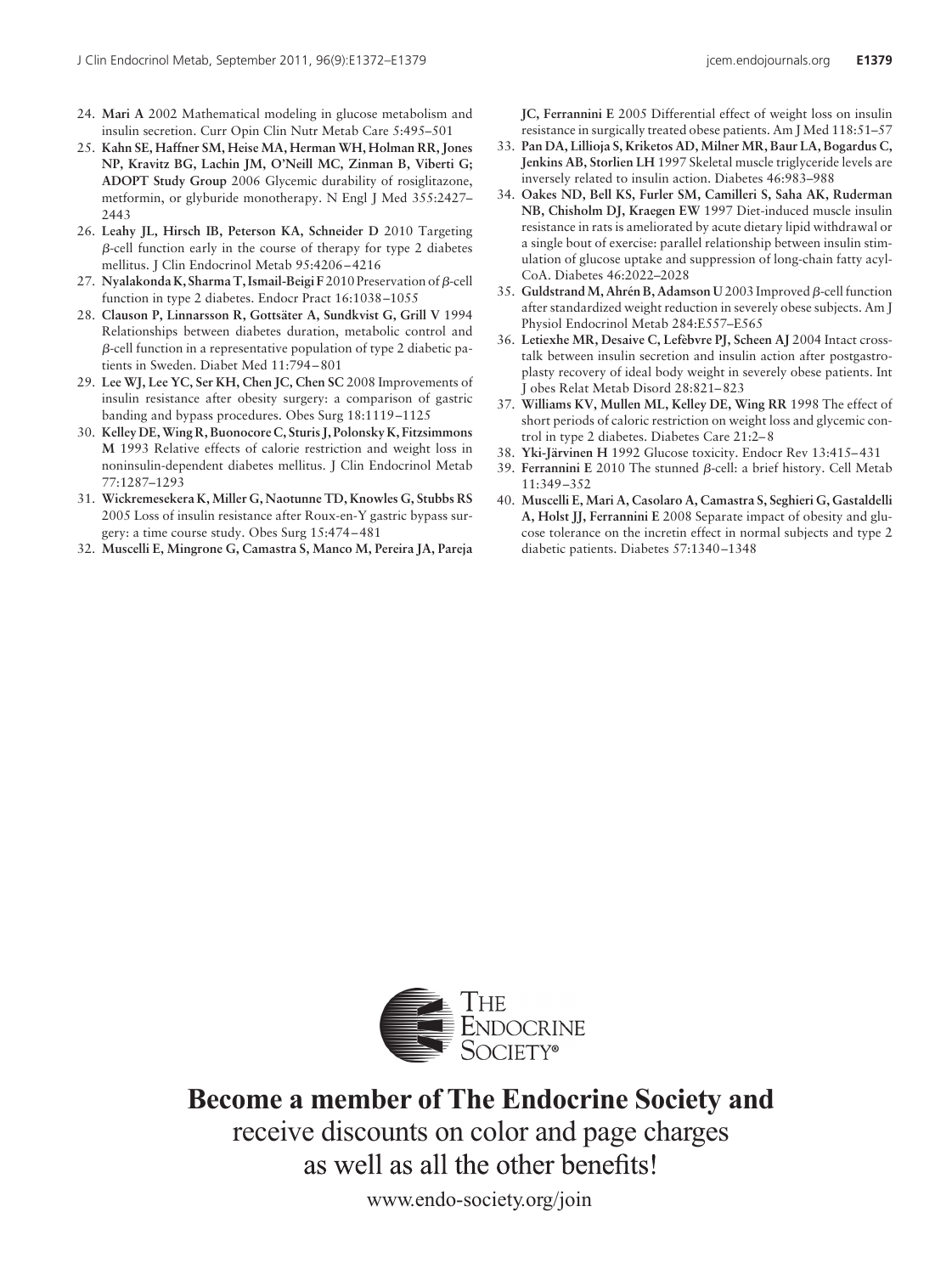24. **Mari A** 2002 Mathematical modeling in glucose metabolism and insulin secretion. Curr Opin Clin Nutr Metab Care 5:495–501
25. **Kahn SE, Haffner SM, Heise MA, Herman WH, Holman RR, Jones NP, Kravitz BG, Lachin JM, O'Neill MC, Zinman B, Viberti G; ADOPT Study Group** 2006 Glycemic durability of rosiglitazone, metformin, or glyburide monotherapy. N Engl J Med 355:2427–2443
26. **Leahy JL, Hirsch IB, Peterson KA, Schneider D** 2010 Targeting β-cell function early in the course of therapy for type 2 diabetes mellitus. J Clin Endocrinol Metab 95:4206–4216
27. **Nyalakonda K, Sharma T, Ismail-Beigi F** 2010 Preservation of β-cell function in type 2 diabetes. Endocr Pract 16:1038–1055
28. **Clauson P, Linnarsson R, Gottsäter A, Sundkvist G, Grill V** 1994 Relationships between diabetes duration, metabolic control and β-cell function in a representative population of type 2 diabetic patients in Sweden. Diabet Med 11:794–801
29. **Lee WJ, Lee YC, Ser KH, Chen JC, Chen SC** 2008 Improvements of insulin resistance after obesity surgery: a comparison of gastric banding and bypass procedures. Obes Surg 18:1119–1125
30. **Kelley DE, Wing R, Buonocore C, Sturis J, Polonsky K, Fitzsimmons M** 1993 Relative effects of calorie restriction and weight loss in noninsulin-dependent diabetes mellitus. J Clin Endocrinol Metab 77:1287–1293
31. **Wickremesekera K, Miller G, Naotunne TD, Knowles G, Stubbs RS** 2005 Loss of insulin resistance after Roux-en-Y gastric bypass surgery: a time course study. Obes Surg 15:474–481
32. **Muscelli E, Mingrone G, Camastra S, Manco M, Pereira JA, Pareja JC, Ferrannini E** 2005 Differential effect of weight loss on insulin resistance in surgically treated obese patients. Am J Med 118:51–57
33. **Pan DA, Lillioja S, Kriketos AD, Milner MR, Baur LA, Bogardus C, Jenkins AB, Storlien LH** 1997 Skeletal muscle triglyceride levels are inversely related to insulin action. Diabetes 46:983–988
34. **Oakes ND, Bell KS, Furler SM, Camilleri S, Saha AK, Ruderman NB, Chisholm DJ, Kraegen EW** 1997 Diet-induced muscle insulin resistance in rats is ameliorated by acute dietary lipid withdrawal or a single bout of exercise: parallel relationship between insulin stimulation of glucose uptake and suppression of long-chain fatty acyl-CoA. Diabetes 46:2022–2028
35. **Guldstrand M, Ahrén B, Adamson U** 2003 Improved β-cell function after standardized weight reduction in severely obese subjects. Am J Physiol Endocrinol Metab 284:E557–E565
36. **Letiexhe MR, Desaive C, Lefèbvre PJ, Scheen AJ** 2004 Intact cross-talk between insulin secretion and insulin action after postgastroplasty recovery of ideal body weight in severely obese patients. Int J obes Relat Metab Disord 28:821–823
37. **Williams KV, Mullen ML, Kelley DE, Wing RR** 1998 The effect of short periods of caloric restriction on weight loss and glycemic control in type 2 diabetes. Diabetes Care 21:2–8
38. **Yki-Järvinen H** 1992 Glucose toxicity. Endocr Rev 13:415–431
39. **Ferrannini E** 2010 The stunned β-cell: a brief history. Cell Metab 11:349–352
40. **Muscelli E, Mari A, Casolaro A, Camastra S, Seghieri G, Gastaldelli A, Holst JJ, Ferrannini E** 2008 Separate impact of obesity and glucose tolerance on the incretin effect in normal subjects and type 2 diabetic patients. Diabetes 57:1340–1348

THE ENDOCRINE SOCIETY®

**Become a member of The Endocrine Society and**

receive discounts on color and page charges as well as all the other benefits!

www.endo-society.org/join